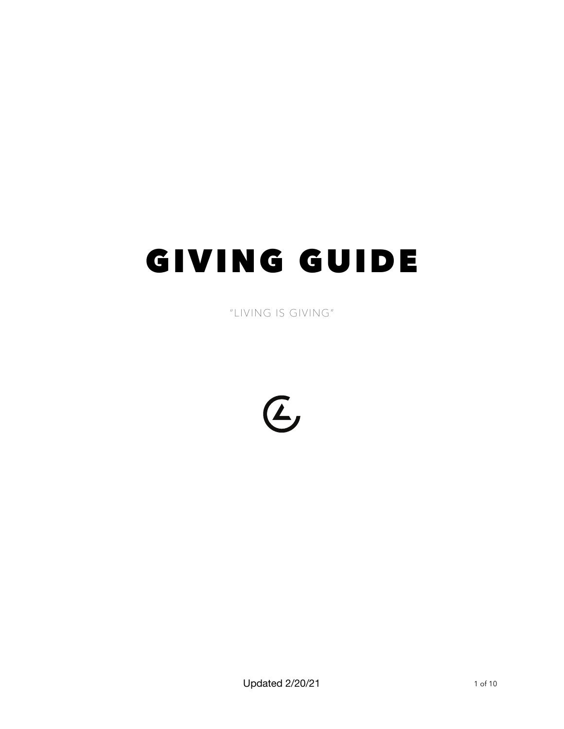# GIVING GUIDE

"LIVING IS GIVING"

Updated 2/20/21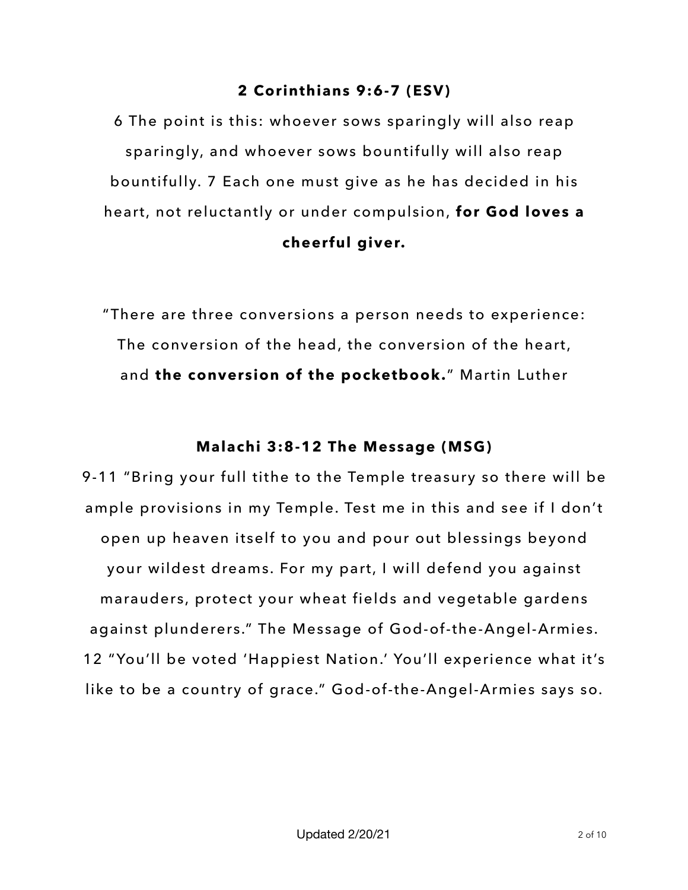**2 Corinthians 9:6-7 (ESV)**

6 The point is this: whoever sows sparingly will also reap sparingly, and whoever sows bountifully will also reap bountifully. 7 Each one must give as he has decided in his heart, not reluctantly or under compulsion, **for God loves a cheerful giver.**

"There are three conversions a person needs to experience: The conversion of the head, the conversion of the heart, and **the conversion of the pocketbook.**" Martin Luther

**Malachi 3:8-12 The Message (MSG)**

9-11 "Bring your full tithe to the Temple treasury so there will be ample provisions in my Temple. Test me in this and see if I don't open up heaven itself to you and pour out blessings beyond your wildest dreams. For my part, I will defend you against marauders, protect your wheat fields and vegetable gardens against plunderers." The Message of God-of-the-Angel-Armies. 12 "You'll be voted 'Happiest Nation.' You'll experience what it's like to be a country of grace." God-of-the-Angel-Armies says so.

Updated 2/20/21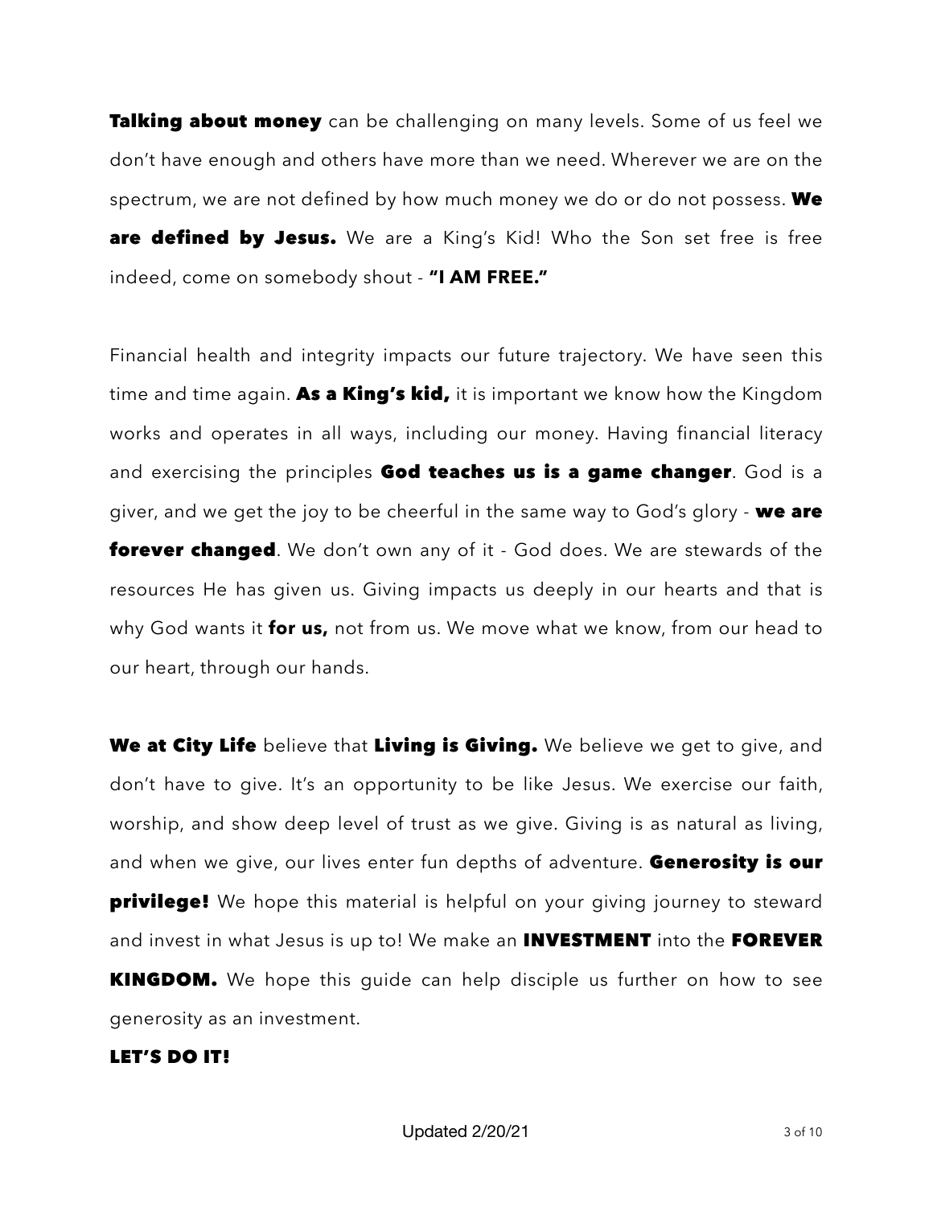**Talking about money** can be challenging on many levels. Some of us feel we don't have enough and others have more than we need. Wherever we are on the spectrum, we are not defined by how much money we do or do not possess. **We are defined by Jesus.** We are a King's Kid! Who the Son set free is free indeed, come on somebody shout - **"I AM FREE."**

Financial health and integrity impacts our future trajectory. We have seen this time and time again. **As a King's kid,** it is important we know how the Kingdom works and operates in all ways, including our money. Having financial literacy and exercising the principles **God teaches us is a game changer**. God is a giver, and we get the joy to be cheerful in the same way to God's glory - **we are forever changed**. We don't own any of it - God does. We are stewards of the resources He has given us. Giving impacts us deeply in our hearts and that is why God wants it **for us,** not from us. We move what we know, from our head to our heart, through our hands.

**We at City Life** believe that **Living is Giving.** We believe we get to give, and don't have to give. It's an opportunity to be like Jesus. We exercise our faith, worship, and show deep level of trust as we give. Giving is as natural as living, and when we give, our lives enter fun depths of adventure. **Generosity is our privilege!** We hope this material is helpful on your giving journey to steward and invest in what Jesus is up to! We make an **INVESTMENT** into the **FOREVER KINGDOM.** We hope this guide can help disciple us further on how to see generosity as an investment.

**LET'S DO IT!**

Updated 2/20/21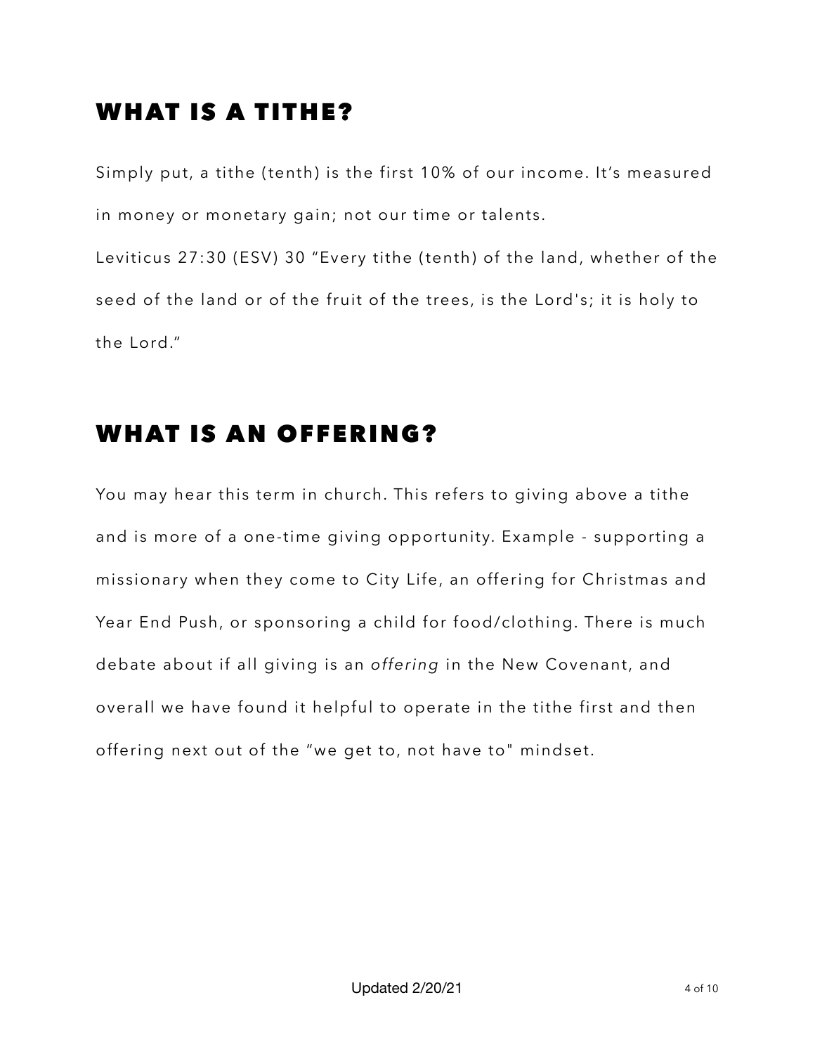## WHAT IS A TITHE?

Simply put, a tithe (tenth) is the first 10% of our income. It's measured in money or monetary gain; not our time or talents.

Leviticus 27:30 (ESV) 30 "Every tithe (tenth) of the land, whether of the seed of the land or of the fruit of the trees, is the Lord's; it is holy to the Lord."

## WHAT IS AN OFFERING?

You may hear this term in church. This refers to giving above a tithe and is more of a one-time giving opportunity. Example - supporting a missionary when they come to City Life, an offering for Christmas and Year End Push, or sponsoring a child for food/clothing. There is much debate about if all giving is an *offering* in the New Covenant, and overall we have found it helpful to operate in the tithe first and then offering next out of the "we get to, not have to" mindset.

Updated 2/20/21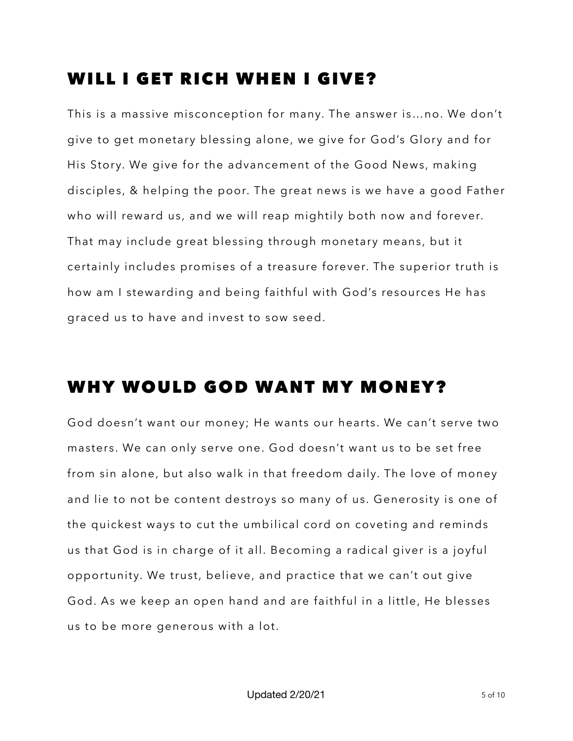## WILL I GET RICH WHEN I GIVE?

This is a massive misconception for many. The answer is…no. We don't give to get monetary blessing alone, we give for God's Glory and for His Story. We give for the advancement of the Good News, making disciples, & helping the poor. The great news is we have a good Father who will reward us, and we will reap mightily both now and forever. That may include great blessing through monetary means, but it certainly includes promises of a treasure forever. The superior truth is how am I stewarding and being faithful with God's resources He has graced us to have and invest to sow seed.

## WHY WOULD GOD WANT MY MONEY?

God doesn't want our money; He wants our hearts. We can't serve two masters. We can only serve one. God doesn't want us to be set free from sin alone, but also walk in that freedom daily. The love of money and lie to not be content destroys so many of us. Generosity is one of the quickest ways to cut the umbilical cord on coveting and reminds us that God is in charge of it all. Becoming a radical giver is a joyful opportunity. We trust, believe, and practice that we can't out give God. As we keep an open hand and are faithful in a little, He blesses us to be more generous with a lot.

Updated 2/20/21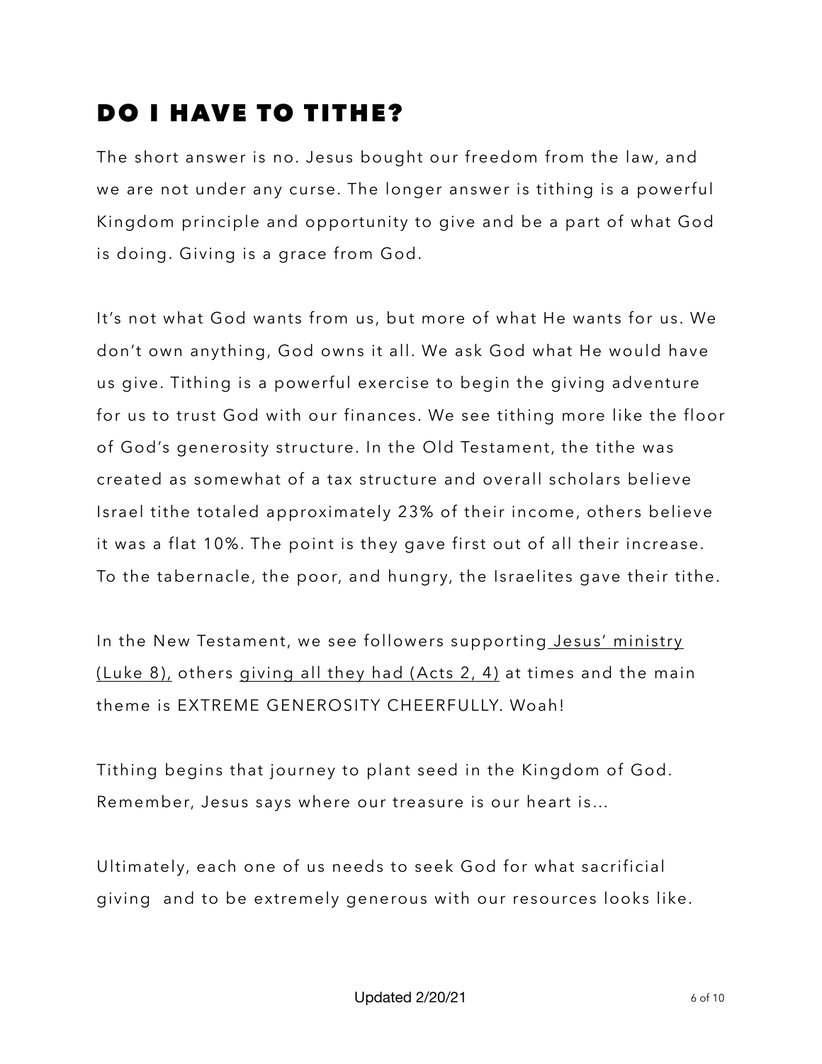## DO I HAVE TO TITHE?

The short answer is no. Jesus bought our freedom from the law, and we are not under any curse. The longer answer is tithing is a powerful Kingdom principle and opportunity to give and be a part of what God is doing. Giving is a grace from God.

It's not what God wants from us, but more of what He wants for us. We don't own anything, God owns it all. We ask God what He would have us give. Tithing is a powerful exercise to begin the giving adventure for us to trust God with our finances. We see tithing more like the floor of God's generosity structure. In the Old Testament, the tithe was created as somewhat of a tax structure and overall scholars believe Israel tithe totaled approximately 23% of their income, others believe it was a flat 10%. The point is they gave first out of all their increase. To the tabernacle, the poor, and hungry, the Israelites gave their tithe.

In the New Testament, we see followers supporting Jesus' ministry (Luke 8), others giving all they had (Acts 2, 4) at times and the main theme is EXTREME GENEROSITY CHEERFULLY. Woah!

Tithing begins that journey to plant seed in the Kingdom of God. Remember, Jesus says where our treasure is our heart is...

Ultimately, each one of us needs to seek God for what sacrificial giving and to be extremely generous with our resources looks like.

Updated 2/20/21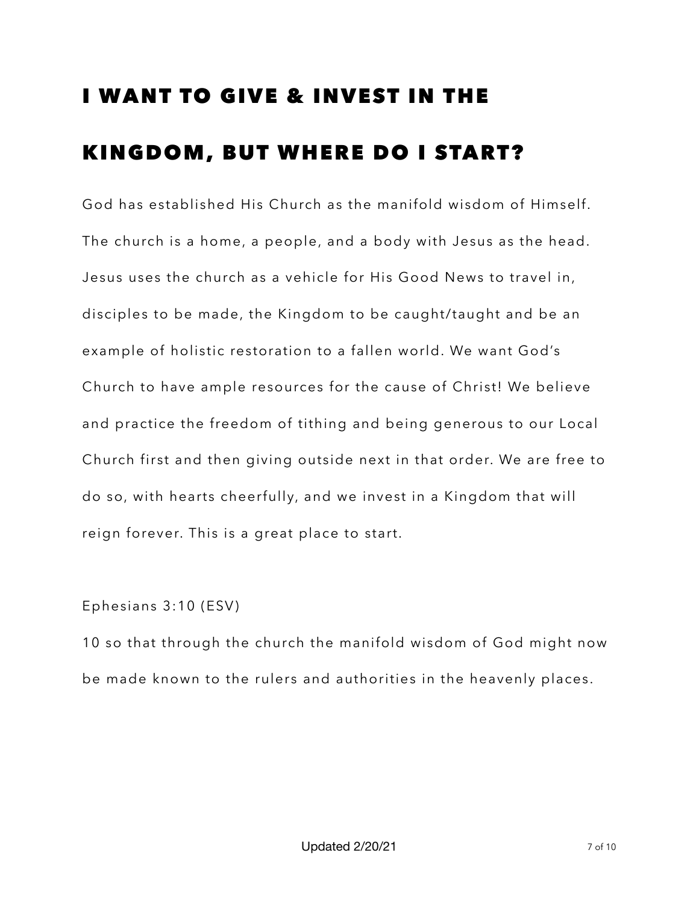# I WANT TO GIVE & INVEST IN THE KINGDOM, BUT WHERE DO I START?

God has established His Church as the manifold wisdom of Himself. The church is a home, a people, and a body with Jesus as the head. Jesus uses the church as a vehicle for His Good News to travel in, disciples to be made, the Kingdom to be caught/taught and be an example of holistic restoration to a fallen world. We want God's Church to have ample resources for the cause of Christ! We believe and practice the freedom of tithing and being generous to our Local Church first and then giving outside next in that order. We are free to do so, with hearts cheerfully, and we invest in a Kingdom that will reign forever. This is a great place to start.

Ephesians 3:10 (ESV)

10 so that through the church the manifold wisdom of God might now be made known to the rulers and authorities in the heavenly places.

Updated 2/20/21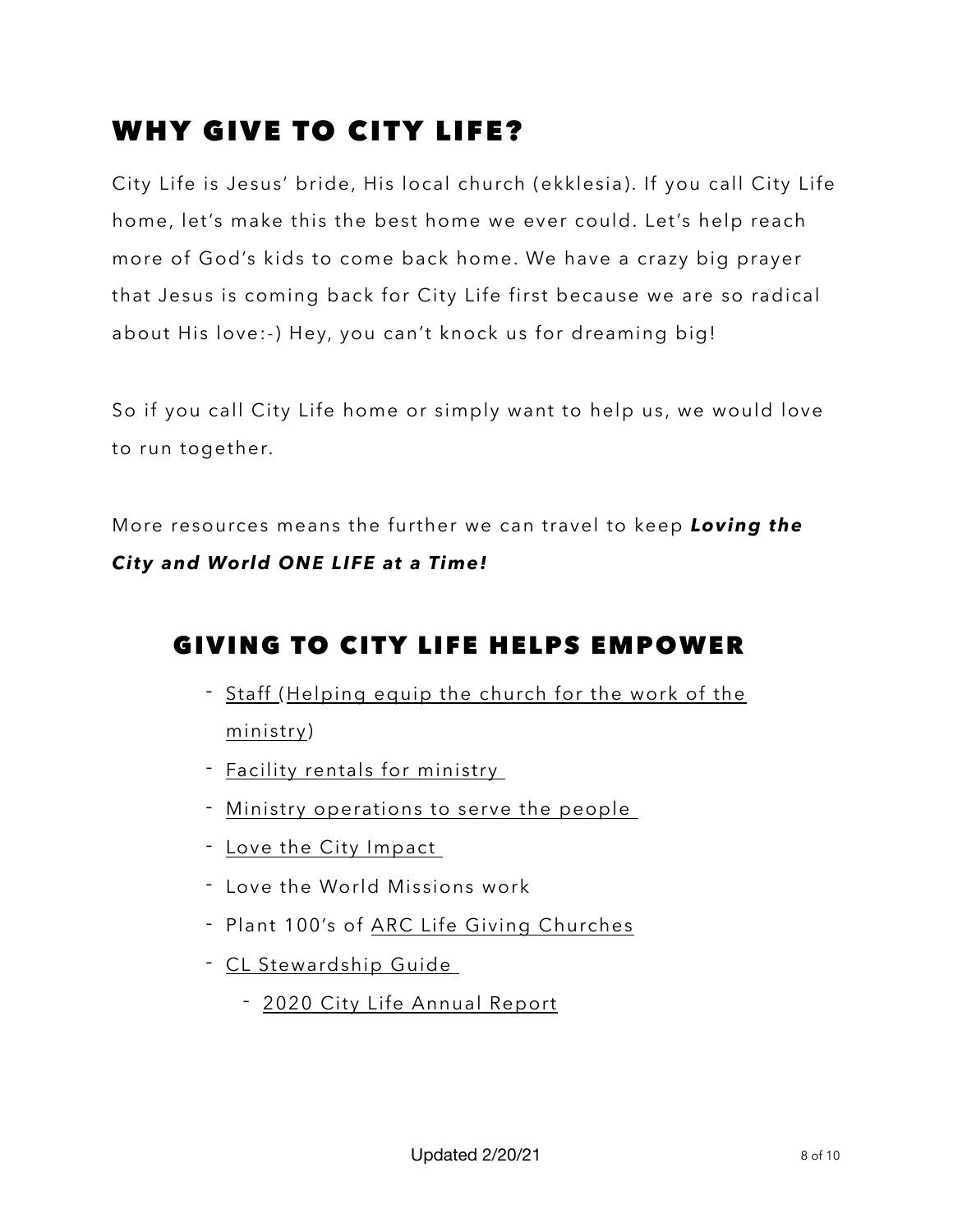# WHY GIVE TO CITY LIFE?

City Life is Jesus' bride, His local church (ekklesia). If you call City Life home, let's make this the best home we ever could. Let's help reach more of God's kids to come back home. We have a crazy big prayer that Jesus is coming back for City Life first because we are so radical about His love:-) Hey, you can't knock us for dreaming big!

So if you call City Life home or simply want to help us, we would love to run together.

More resources means the further we can travel to keep ***Loving the City and World ONE LIFE at a Time!***

## GIVING TO CITY LIFE HELPS EMPOWER

- Staff (Helping equip the church for the work of the ministry)
- Facility rentals for ministry
- Ministry operations to serve the people
- Love the City Impact
- Love the World Missions work
- Plant 100's of ARC Life Giving Churches
- CL Stewardship Guide
  - 2020 City Life Annual Report

Updated 2/20/21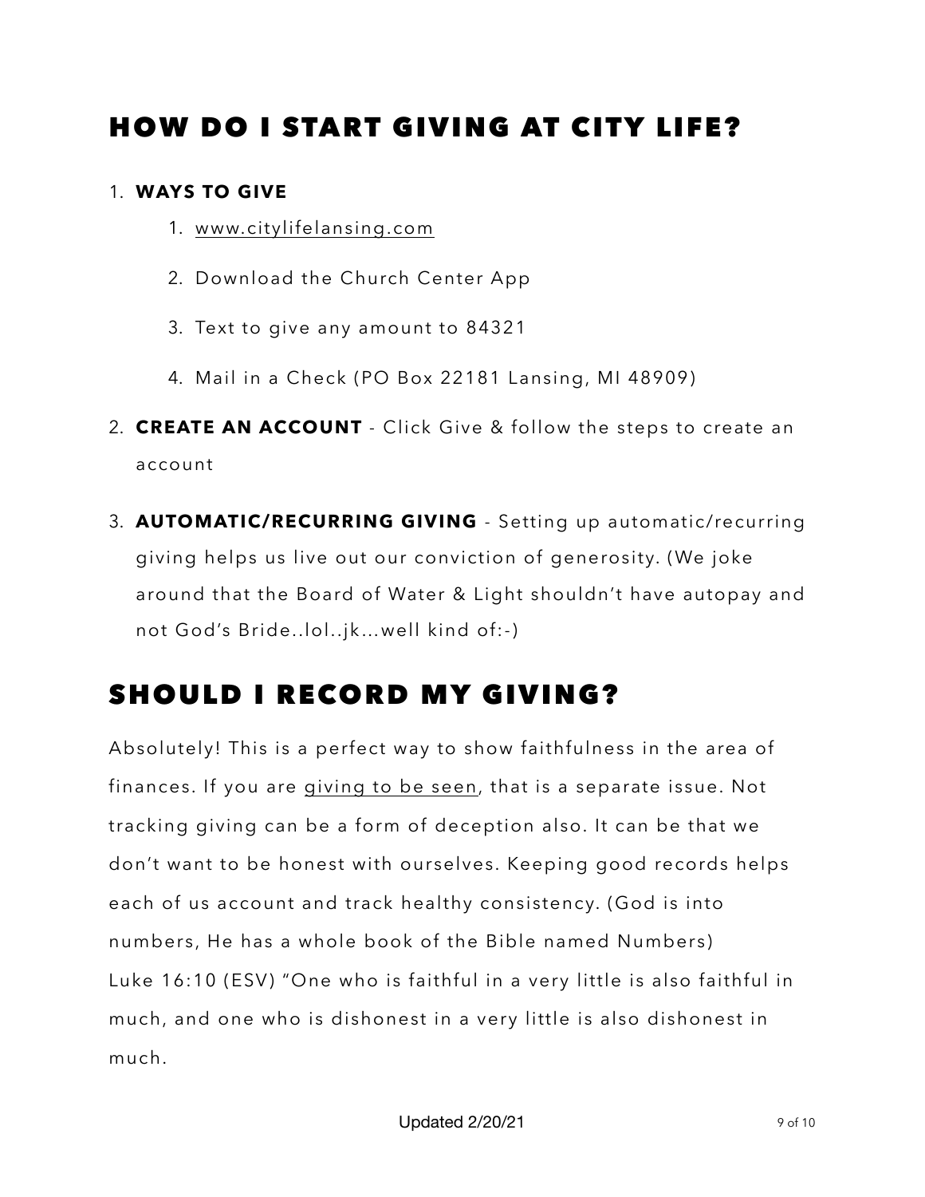## HOW DO I START GIVING AT CITY LIFE?

1. **WAYS TO GIVE**
    1. www.citylifelansing.com
    2. Download the Church Center App
    3. Text to give any amount to 84321
    4. Mail in a Check (PO Box 22181 Lansing, MI 48909)
2. **CREATE AN ACCOUNT** - Click Give & follow the steps to create an account
3. **AUTOMATIC/RECURRING GIVING** - Setting up automatic/recurring giving helps us live out our conviction of generosity. (We joke around that the Board of Water & Light shouldn't have autopay and not God's Bride..lol..jk...well kind of:-)

## SHOULD I RECORD MY GIVING?

Absolutely! This is a perfect way to show faithfulness in the area of finances. If you are giving to be seen, that is a separate issue. Not tracking giving can be a form of deception also. It can be that we don't want to be honest with ourselves. Keeping good records helps each of us account and track healthy consistency. (God is into numbers, He has a whole book of the Bible named Numbers)
Luke 16:10 (ESV) "One who is faithful in a very little is also faithful in much, and one who is dishonest in a very little is also dishonest in much.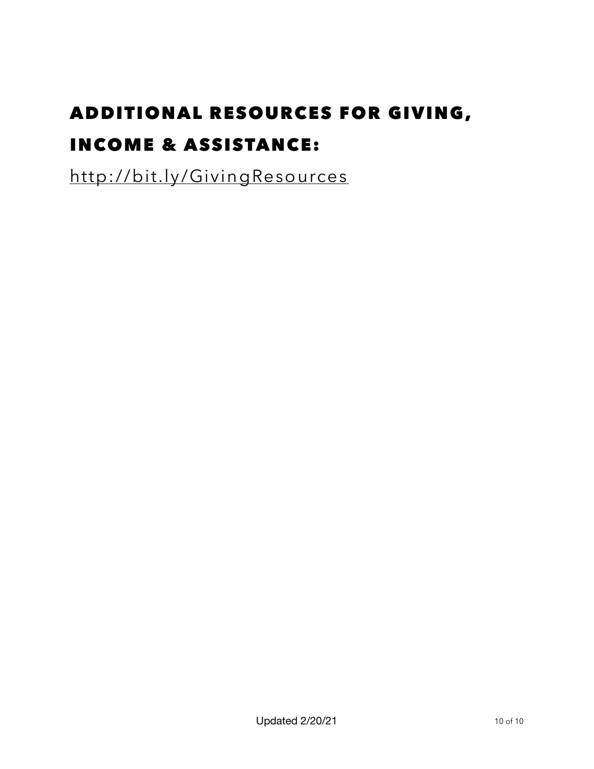## ADDITIONAL RESOURCES FOR GIVING, INCOME & ASSISTANCE:

http://bit.ly/GivingResources

Updated 2/20/21